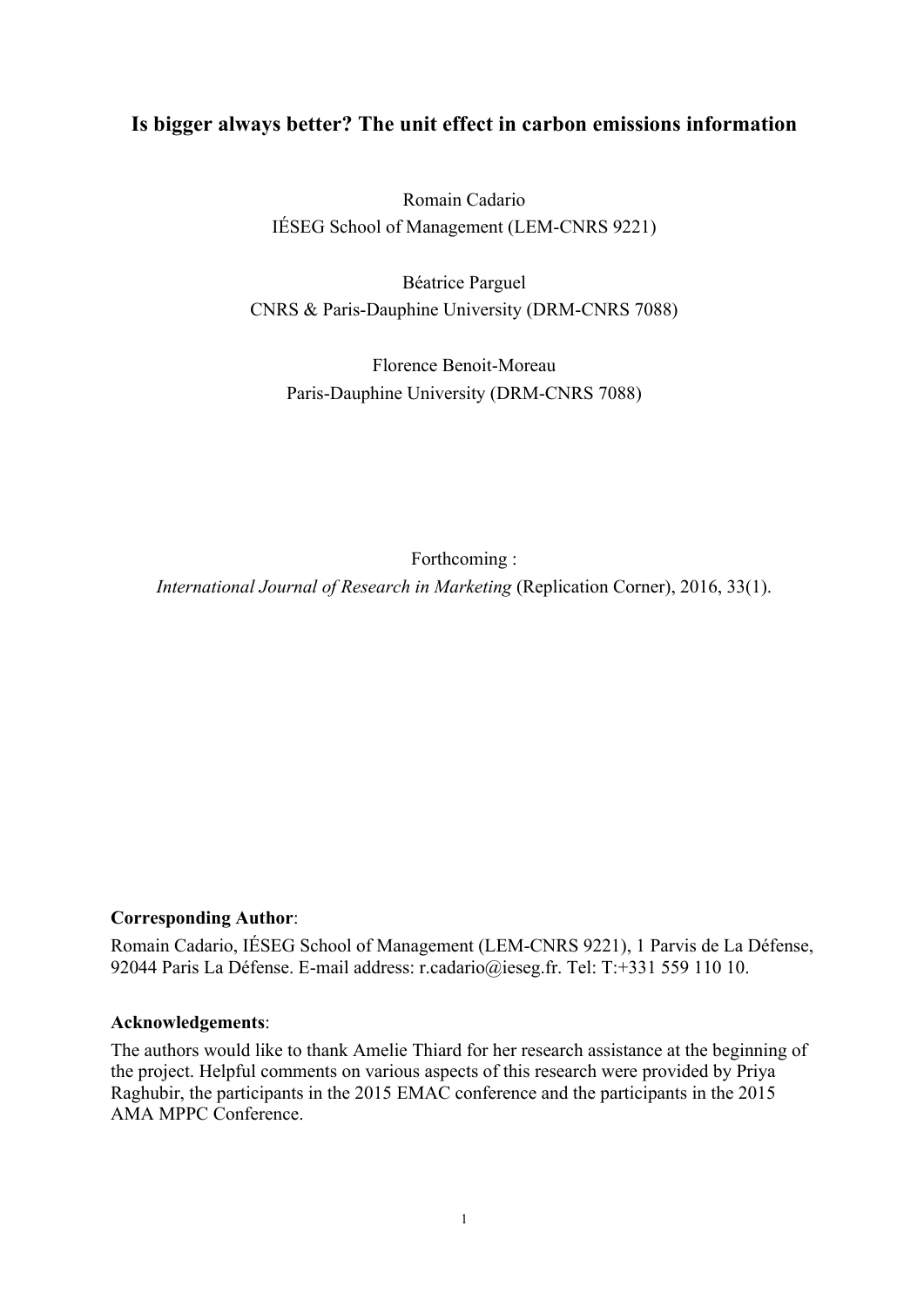# Is bigger always better? The unit effect in carbon emissions information

Romain Cadario
IÉSEG School of Management (LEM-CNRS 9221)

Béatrice Parguel
CNRS & Paris-Dauphine University (DRM-CNRS 7088)

Florence Benoit-Moreau
Paris-Dauphine University (DRM-CNRS 7088)

Forthcoming :
*International Journal of Research in Marketing* (Replication Corner), 2016, 33(1).

**Corresponding Author**:
Romain Cadario, IÉSEG School of Management (LEM-CNRS 9221), 1 Parvis de La Défense, 92044 Paris La Défense. E-mail address: r.cadario@ieseg.fr. Tel: T:+331 559 110 10.

**Acknowledgements**:
The authors would like to thank Amelie Thiard for her research assistance at the beginning of the project. Helpful comments on various aspects of this research were provided by Priya Raghubir, the participants in the 2015 EMAC conference and the participants in the 2015 AMA MPPC Conference.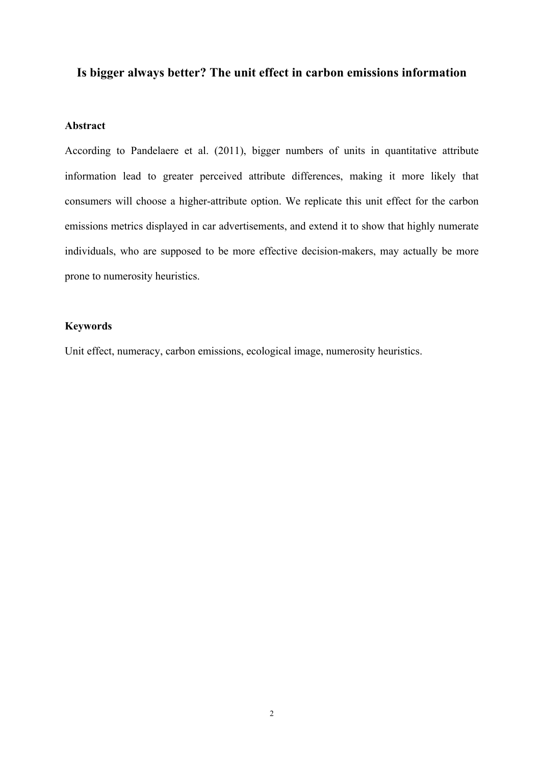# Is bigger always better? The unit effect in carbon emissions information

## Abstract

According to Pandelaere et al. (2011), bigger numbers of units in quantitative attribute information lead to greater perceived attribute differences, making it more likely that consumers will choose a higher-attribute option. We replicate this unit effect for the carbon emissions metrics displayed in car advertisements, and extend it to show that highly numerate individuals, who are supposed to be more effective decision-makers, may actually be more prone to numerosity heuristics.

## Keywords

Unit effect, numeracy, carbon emissions, ecological image, numerosity heuristics.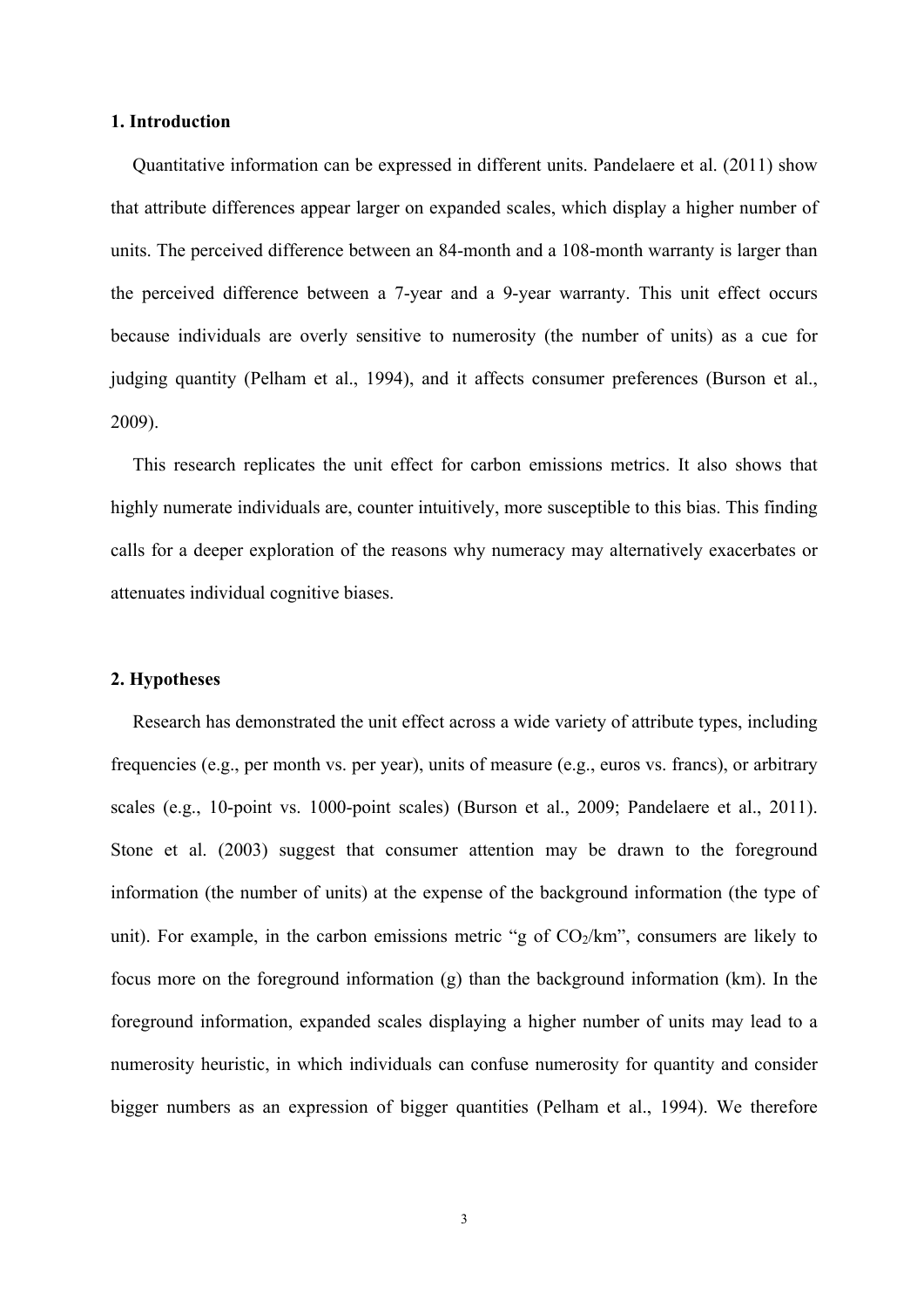## 1. Introduction

Quantitative information can be expressed in different units. Pandelaere et al. (2011) show that attribute differences appear larger on expanded scales, which display a higher number of units. The perceived difference between an 84-month and a 108-month warranty is larger than the perceived difference between a 7-year and a 9-year warranty. This unit effect occurs because individuals are overly sensitive to numerosity (the number of units) as a cue for judging quantity (Pelham et al., 1994), and it affects consumer preferences (Burson et al., 2009).

This research replicates the unit effect for carbon emissions metrics. It also shows that highly numerate individuals are, counter intuitively, more susceptible to this bias. This finding calls for a deeper exploration of the reasons why numeracy may alternatively exacerbates or attenuates individual cognitive biases.

## 2. Hypotheses

Research has demonstrated the unit effect across a wide variety of attribute types, including frequencies (e.g., per month vs. per year), units of measure (e.g., euros vs. francs), or arbitrary scales (e.g., 10-point vs. 1000-point scales) (Burson et al., 2009; Pandelaere et al., 2011). Stone et al. (2003) suggest that consumer attention may be drawn to the foreground information (the number of units) at the expense of the background information (the type of unit). For example, in the carbon emissions metric "g of $CO_2$/km", consumers are likely to focus more on the foreground information (g) than the background information (km). In the foreground information, expanded scales displaying a higher number of units may lead to a numerosity heuristic, in which individuals can confuse numerosity for quantity and consider bigger numbers as an expression of bigger quantities (Pelham et al., 1994). We therefore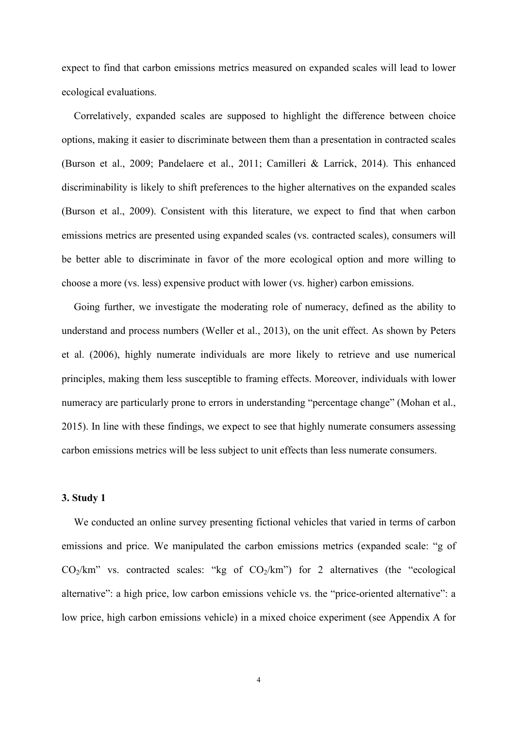expect to find that carbon emissions metrics measured on expanded scales will lead to lower ecological evaluations.

Correlatively, expanded scales are supposed to highlight the difference between choice options, making it easier to discriminate between them than a presentation in contracted scales (Burson et al., 2009; Pandelaere et al., 2011; Camilleri & Larrick, 2014). This enhanced discriminability is likely to shift preferences to the higher alternatives on the expanded scales (Burson et al., 2009). Consistent with this literature, we expect to find that when carbon emissions metrics are presented using expanded scales (vs. contracted scales), consumers will be better able to discriminate in favor of the more ecological option and more willing to choose a more (vs. less) expensive product with lower (vs. higher) carbon emissions.

Going further, we investigate the moderating role of numeracy, defined as the ability to understand and process numbers (Weller et al., 2013), on the unit effect. As shown by Peters et al. (2006), highly numerate individuals are more likely to retrieve and use numerical principles, making them less susceptible to framing effects. Moreover, individuals with lower numeracy are particularly prone to errors in understanding "percentage change" (Mohan et al., 2015). In line with these findings, we expect to see that highly numerate consumers assessing carbon emissions metrics will be less subject to unit effects than less numerate consumers.

### 3. Study 1

We conducted an online survey presenting fictional vehicles that varied in terms of carbon emissions and price. We manipulated the carbon emissions metrics (expanded scale: "g of $CO_2$/km" vs. contracted scales: "kg of $CO_2$/km") for 2 alternatives (the "ecological alternative": a high price, low carbon emissions vehicle vs. the "price-oriented alternative": a low price, high carbon emissions vehicle) in a mixed choice experiment (see Appendix A for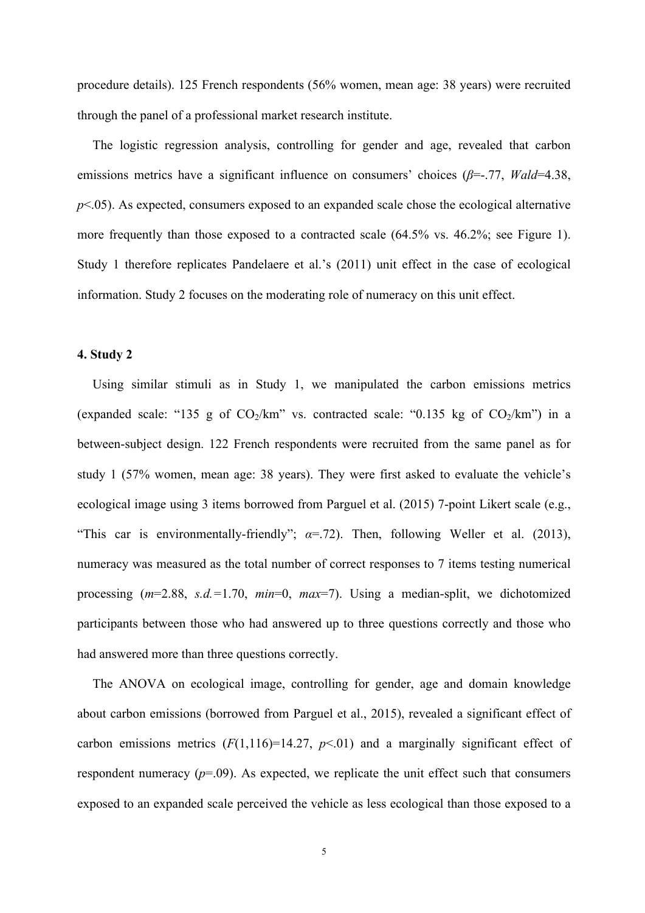procedure details). 125 French respondents (56% women, mean age: 38 years) were recruited through the panel of a professional market research institute.

The logistic regression analysis, controlling for gender and age, revealed that carbon emissions metrics have a significant influence on consumers' choices ($\beta$=-.77, *Wald*=4.38, $p$<.05). As expected, consumers exposed to an expanded scale chose the ecological alternative more frequently than those exposed to a contracted scale (64.5% vs. 46.2%; see Figure 1). Study 1 therefore replicates Pandelaere et al.'s (2011) unit effect in the case of ecological information. Study 2 focuses on the moderating role of numeracy on this unit effect.

## 4. Study 2

Using similar stimuli as in Study 1, we manipulated the carbon emissions metrics (expanded scale: "135 g of $CO_2$/km" vs. contracted scale: "0.135 kg of $CO_2$/km") in a between-subject design. 122 French respondents were recruited from the same panel as for study 1 (57% women, mean age: 38 years). They were first asked to evaluate the vehicle's ecological image using 3 items borrowed from Parguel et al. (2015) 7-point Likert scale (e.g., "This car is environmentally-friendly"; $\alpha$=.72). Then, following Weller et al. (2013), numeracy was measured as the total number of correct responses to 7 items testing numerical processing ($m$=2.88, *s.d.*=1.70, *min*=0, *max*=7). Using a median-split, we dichotomized participants between those who had answered up to three questions correctly and those who had answered more than three questions correctly.

The ANOVA on ecological image, controlling for gender, age and domain knowledge about carbon emissions (borrowed from Parguel et al., 2015), revealed a significant effect of carbon emissions metrics ($F$(1,116)=14.27, $p$<.01) and a marginally significant effect of respondent numeracy ($p$=.09). As expected, we replicate the unit effect such that consumers exposed to an expanded scale perceived the vehicle as less ecological than those exposed to a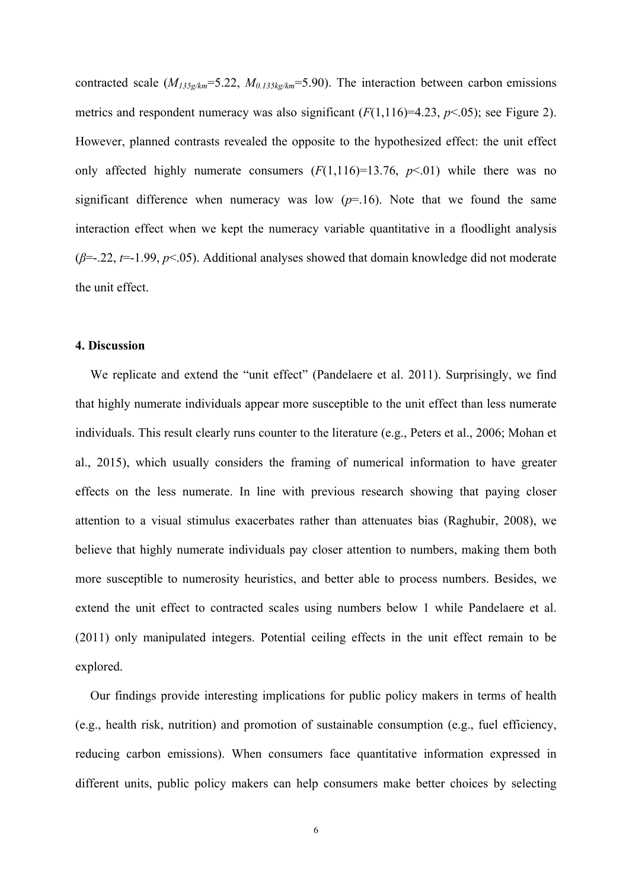contracted scale ($M_{135g/km}$=5.22, $M_{0.135kg/km}$=5.90). The interaction between carbon emissions metrics and respondent numeracy was also significant ($F(1,116)=4.23$, $p<.05$); see Figure 2). However, planned contrasts revealed the opposite to the hypothesized effect: the unit effect only affected highly numerate consumers ($F(1,116)=13.76$, $p<.01$) while there was no significant difference when numeracy was low ($p=.16$). Note that we found the same interaction effect when we kept the numeracy variable quantitative in a floodlight analysis ($\beta=-.22$, $t=-1.99$, $p<.05$). Additional analyses showed that domain knowledge did not moderate the unit effect.

**4. Discussion**

We replicate and extend the "unit effect" (Pandelaere et al. 2011). Surprisingly, we find that highly numerate individuals appear more susceptible to the unit effect than less numerate individuals. This result clearly runs counter to the literature (e.g., Peters et al., 2006; Mohan et al., 2015), which usually considers the framing of numerical information to have greater effects on the less numerate. In line with previous research showing that paying closer attention to a visual stimulus exacerbates rather than attenuates bias (Raghubir, 2008), we believe that highly numerate individuals pay closer attention to numbers, making them both more susceptible to numerosity heuristics, and better able to process numbers. Besides, we extend the unit effect to contracted scales using numbers below 1 while Pandelaere et al. (2011) only manipulated integers. Potential ceiling effects in the unit effect remain to be explored.

Our findings provide interesting implications for public policy makers in terms of health (e.g., health risk, nutrition) and promotion of sustainable consumption (e.g., fuel efficiency, reducing carbon emissions). When consumers face quantitative information expressed in different units, public policy makers can help consumers make better choices by selecting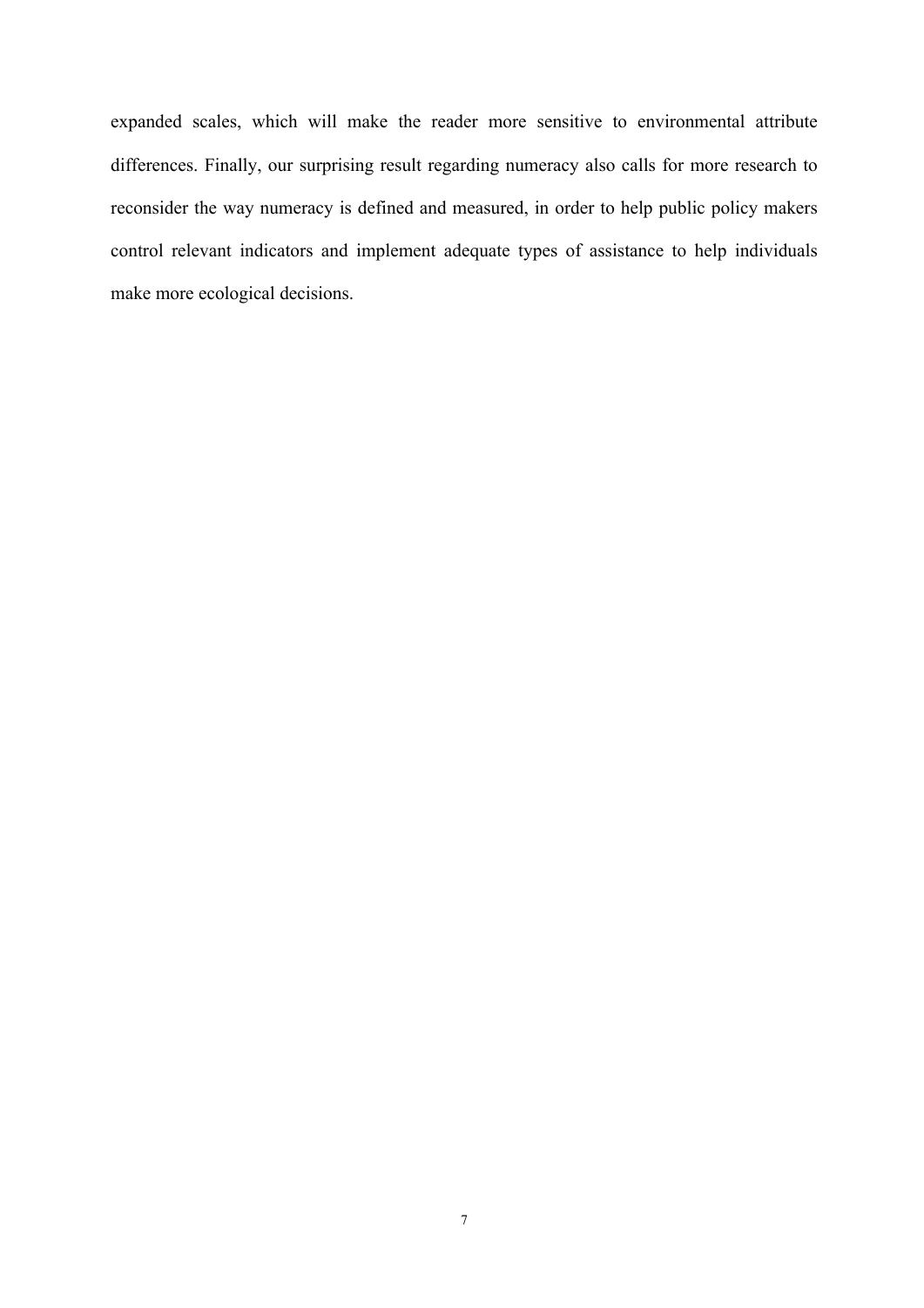expanded scales, which will make the reader more sensitive to environmental attribute differences. Finally, our surprising result regarding numeracy also calls for more research to reconsider the way numeracy is defined and measured, in order to help public policy makers control relevant indicators and implement adequate types of assistance to help individuals make more ecological decisions.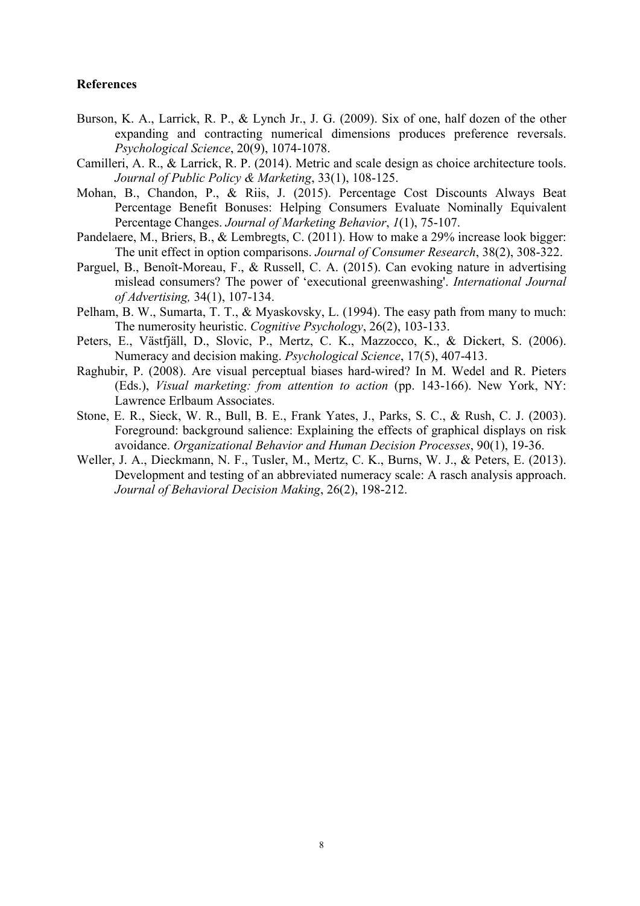**References**

Burson, K. A., Larrick, R. P., & Lynch Jr., J. G. (2009). Six of one, half dozen of the other expanding and contracting numerical dimensions produces preference reversals. *Psychological Science*, 20(9), 1074-1078.

Camilleri, A. R., & Larrick, R. P. (2014). Metric and scale design as choice architecture tools. *Journal of Public Policy & Marketing*, 33(1), 108-125.

Mohan, B., Chandon, P., & Riis, J. (2015). Percentage Cost Discounts Always Beat Percentage Benefit Bonuses: Helping Consumers Evaluate Nominally Equivalent Percentage Changes. *Journal of Marketing Behavior*, *1*(1), 75-107.

Pandelaere, M., Briers, B., & Lembregts, C. (2011). How to make a 29% increase look bigger: The unit effect in option comparisons. *Journal of Consumer Research*, 38(2), 308-322.

Parguel, B., Benoît-Moreau, F., & Russell, C. A. (2015). Can evoking nature in advertising mislead consumers? The power of 'executional greenwashing'. *International Journal of Advertising,* 34(1), 107-134.

Pelham, B. W., Sumarta, T. T., & Myaskovsky, L. (1994). The easy path from many to much: The numerosity heuristic. *Cognitive Psychology*, 26(2), 103-133.

Peters, E., Västfjäll, D., Slovic, P., Mertz, C. K., Mazzocco, K., & Dickert, S. (2006). Numeracy and decision making. *Psychological Science*, 17(5), 407-413.

Raghubir, P. (2008). Are visual perceptual biases hard-wired? In M. Wedel and R. Pieters (Eds.), *Visual marketing: from attention to action* (pp. 143-166). New York, NY: Lawrence Erlbaum Associates.

Stone, E. R., Sieck, W. R., Bull, B. E., Frank Yates, J., Parks, S. C., & Rush, C. J. (2003). Foreground: background salience: Explaining the effects of graphical displays on risk avoidance. *Organizational Behavior and Human Decision Processes*, 90(1), 19-36.

Weller, J. A., Dieckmann, N. F., Tusler, M., Mertz, C. K., Burns, W. J., & Peters, E. (2013). Development and testing of an abbreviated numeracy scale: A rasch analysis approach. *Journal of Behavioral Decision Making*, 26(2), 198-212.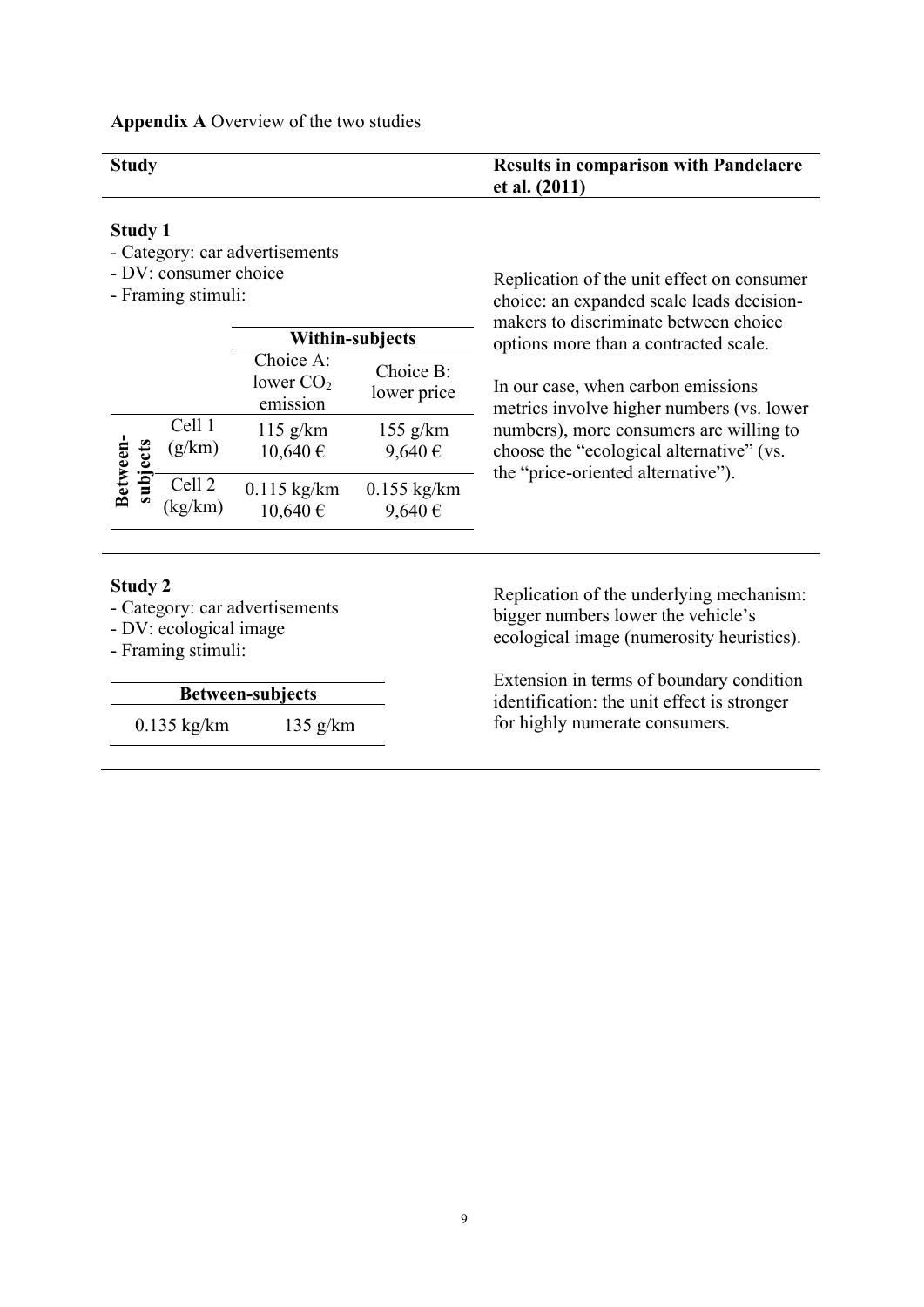**Appendix A** Overview of the two studies

| Study | Results in comparison with Pandelaere et al. (2011) |
|---|---|
| **Study 1**<br>- Category: car advertisements<br>- DV: consumer choice<br>- Framing stimuli: (see table below) | Replication of the unit effect on consumer choice: an expanded scale leads decision-makers to discriminate between choice options more than a contracted scale.<br><br>In our case, when carbon emissions metrics involve higher numbers (vs. lower numbers), more consumers are willing to choose the "ecological alternative" (vs. the "price-oriented alternative"). |
| **Study 2**<br>- Category: car advertisements<br>- DV: ecological image<br>- Framing stimuli: (see table below) | Replication of the underlying mechanism: bigger numbers lower the vehicle's ecological image (numerosity heuristics).<br><br>Extension in terms of boundary condition identification: the unit effect is stronger for highly numerate consumers. |

Study 1 framing stimuli:

| | | Within-subjects | |
|---|---|---|---|
| | | Choice A: lower $CO_2$ emission | Choice B: lower price |
| Between-subjects | Cell 1 (g/km) | 115 g/km<br>10,640 € | 155 g/km<br>9,640 € |
| | Cell 2 (kg/km) | 0.115 kg/km<br>10,640 € | 0.155 kg/km<br>9,640 € |

Study 2 framing stimuli:

| Between-subjects | |
|---|---|
| 0.135 kg/km | 135 g/km |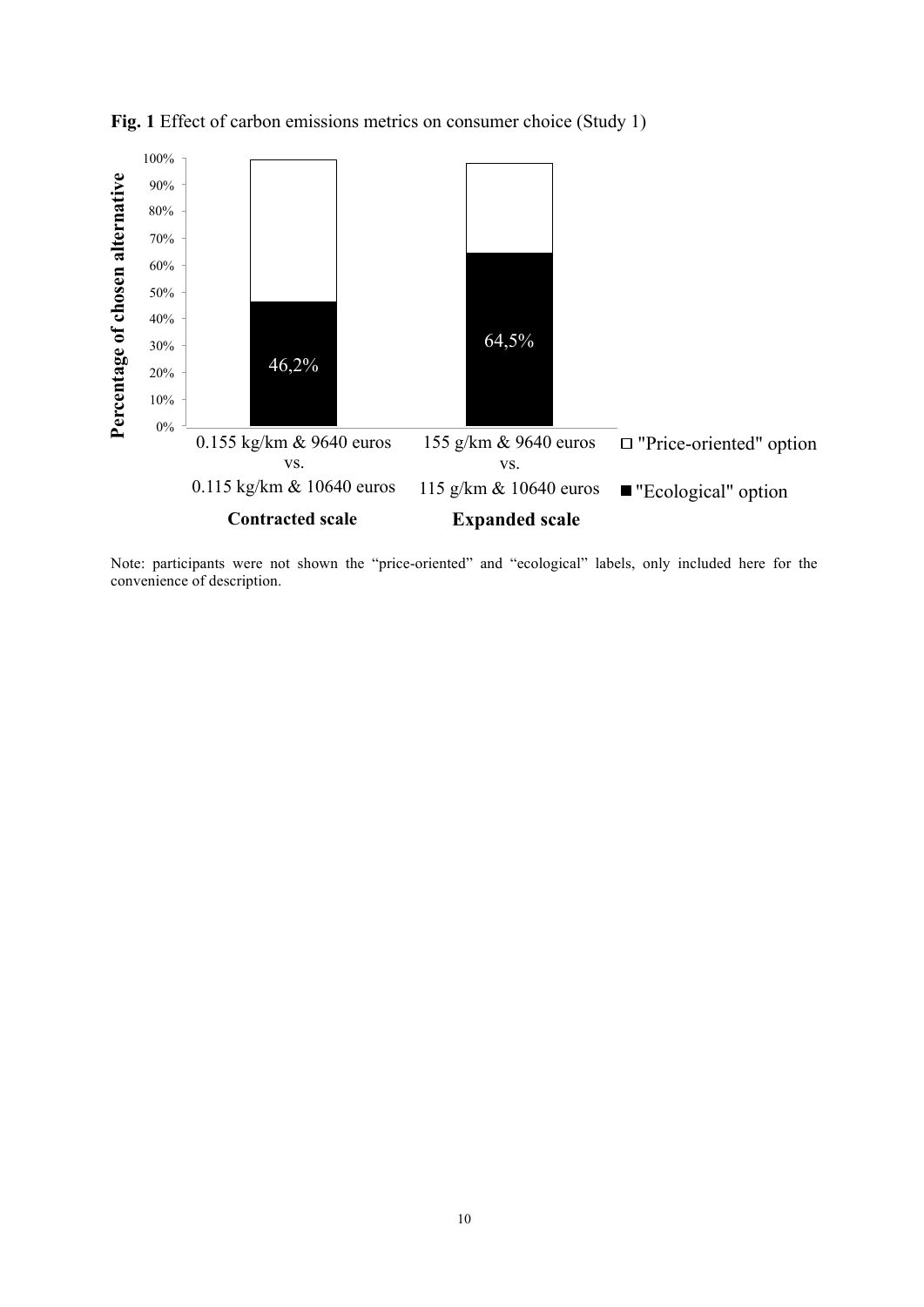**Fig. 1** Effect of carbon emissions metrics on consumer choice (Study 1)

| | Contracted scale (0.155 kg/km & 9640 euros vs. 0.115 kg/km & 10640 euros) | Expanded scale (155 g/km & 9640 euros vs. 115 g/km & 10640 euros) |
|---|---|---|
| "Ecological" option | 46,2% | 64,5% |

Note: participants were not shown the "price-oriented" and "ecological" labels, only included here for the convenience of description.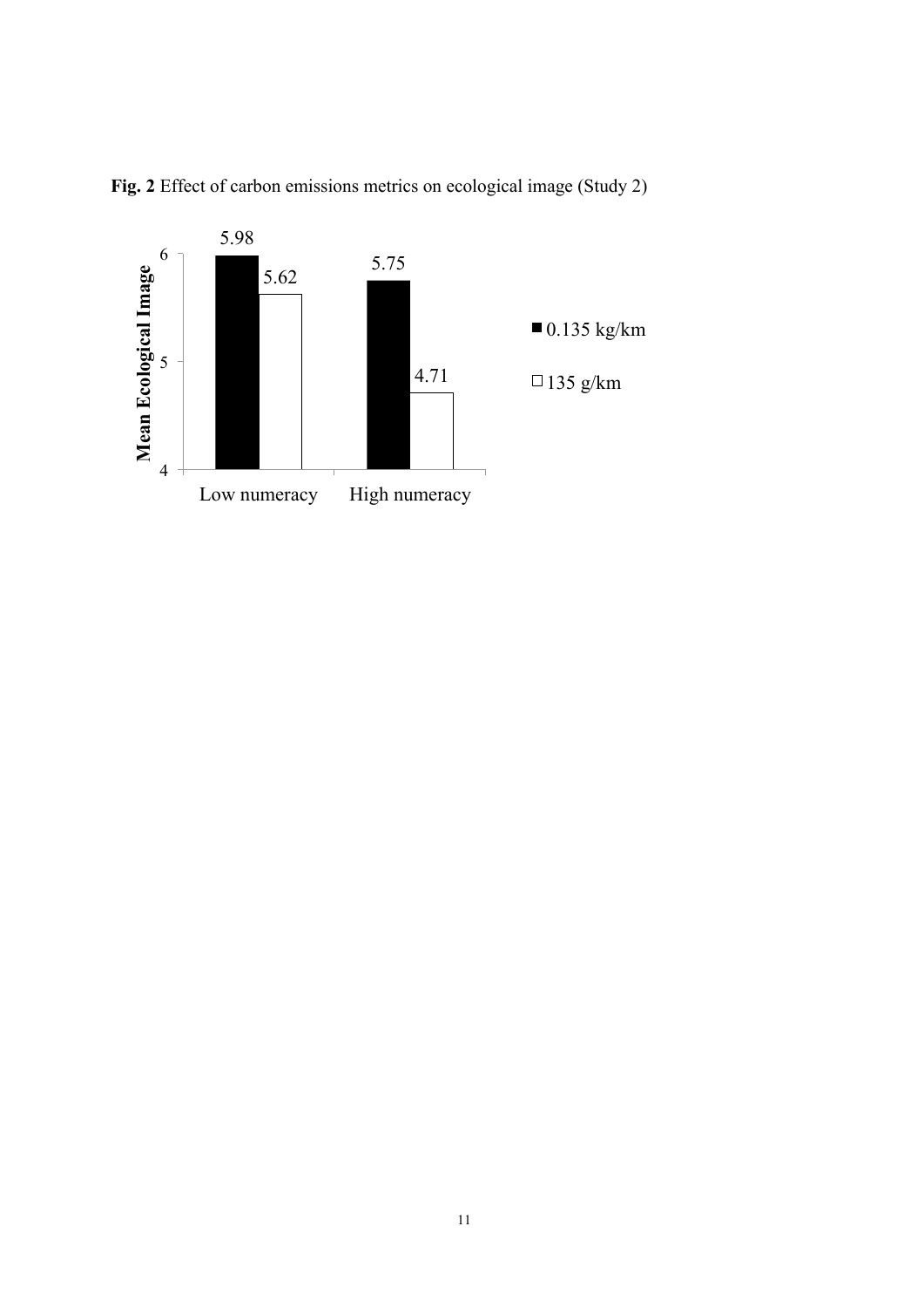**Fig. 2** Effect of carbon emissions metrics on ecological image (Study 2)

Mean Ecological Image

6

5

4

5.98

5.62

5.75

4.71

Low numeracy

High numeracy

0.135 kg/km

135 g/km